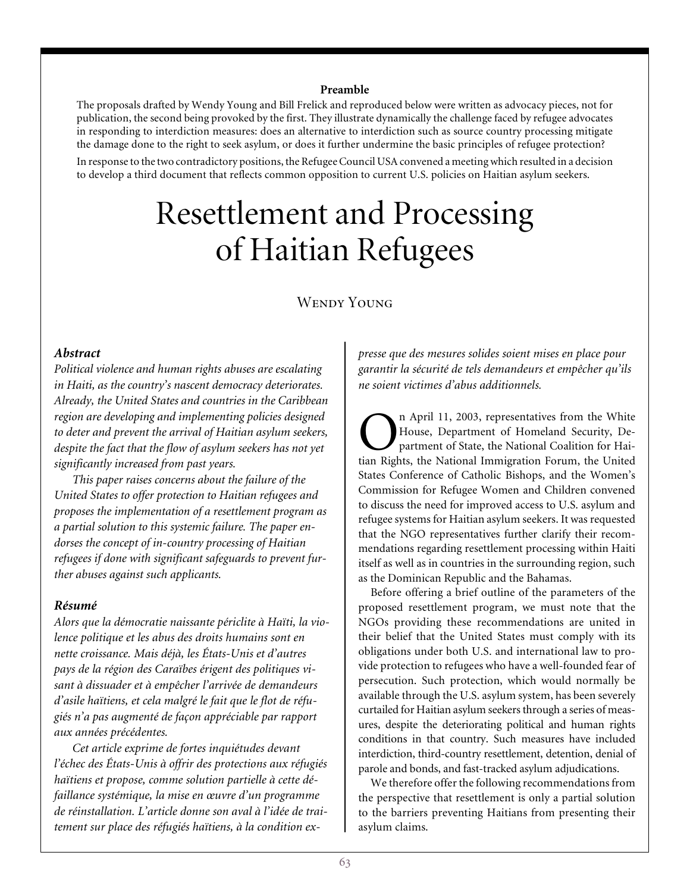**Preamble**

The proposals drafted by Wendy Young and Bill Frelick and reproduced below were written as advocacy pieces, not for publication, the second being provoked by the first. They illustrate dynamically the challenge faced by refugee advocates in responding to interdiction measures: does an alternative to interdiction such as source country processing mitigate the damage done to the right to seek asylum, or does it further undermine the basic principles of refugee protection?

In response to the two contradictory positions, the Refugee Council USA convened a meeting which resulted in a decision to develop a third document that reflects common opposition to current U.S. policies on Haitian asylum seekers.

# Resettlement and Processing of Haitian Refugees

Wendy Young

### *Abstract*

*Political violence and human rights abuses are escalating in Haiti, as the country's nascent democracy deteriorates. Already, the United States and countries in the Caribbean region are developing and implementing policies designed to deter and prevent the arrival of Haitian asylum seekers, despite the fact that the flow of asylum seekers has not yet significantly increased from past years.*

*This paper raises concerns about the failure of the United States to offer protection to Haitian refugees and proposes the implementation of a resettlement program as a partial solution to this systemic failure. The paper endorses the concept of in-country processing of Haitian refugees if done with significant safeguards to prevent further abuses against such applicants.*

### *Résumé*

*Alors que la démocratie naissante périclite à Haïti, la violence politique et les abus des droits humains sont en nette croissance. Mais déjà, les États-Unis et d'autres pays de la région des Caraïbes érigent des politiques visant à dissuader et à empêcher l'arrivée de demandeurs d'asile haïtiens, et cela malgré le fait que le flot de réfugiés n'a pas augmenté de façon appréciable par rapport aux années précédentes.*

*Cet article exprime de fortes inquiétudes devant l'échec des États-Unis à offrir des protections aux réfugiés haïtiens et propose, comme solution partielle à cette défaillance systémique, la mise en œuvre d'un programme de réinstallation. L'article donne son aval à l'idée de traitement sur place des réfugiés haïtiens, à la condition expresse que des mesures solides soient mises en place pour garantir la sécurité de tels demandeurs et empêcher qu'ils ne soient victimes d'abus additionnels.*

On April 11, 2003, representatives from the White House, Department of Homeland Security, Department of State, the National Coalition for Haitian Rights, the National Immigration Forum, the United States Conference of Catholic Bishops, and the Women's Commission for Refugee Women and Children convened to discuss the need for improved access to U.S. asylum and refugee systems for Haitian asylum seekers. It was requested that the NGO representatives further clarify their recommendations regarding resettlement processing within Haiti itself as well as in countries in the surrounding region, such as the Dominican Republic and the Bahamas.

Before offering a brief outline of the parameters of the proposed resettlement program, we must note that the NGOs providing these recommendations are united in their belief that the United States must comply with its obligations under both U.S. and international law to provide protection to refugees who have a well-founded fear of persecution. Such protection, which would normally be available through the U.S. asylum system, has been severely curtailed for Haitian asylum seekers through a series of measures, despite the deteriorating political and human rights conditions in that country. Such measures have included interdiction, third-country resettlement, detention, denial of parole and bonds, and fast-tracked asylum adjudications.

We therefore offer the following recommendations from the perspective that resettlement is only a partial solution to the barriers preventing Haitians from presenting their asylum claims.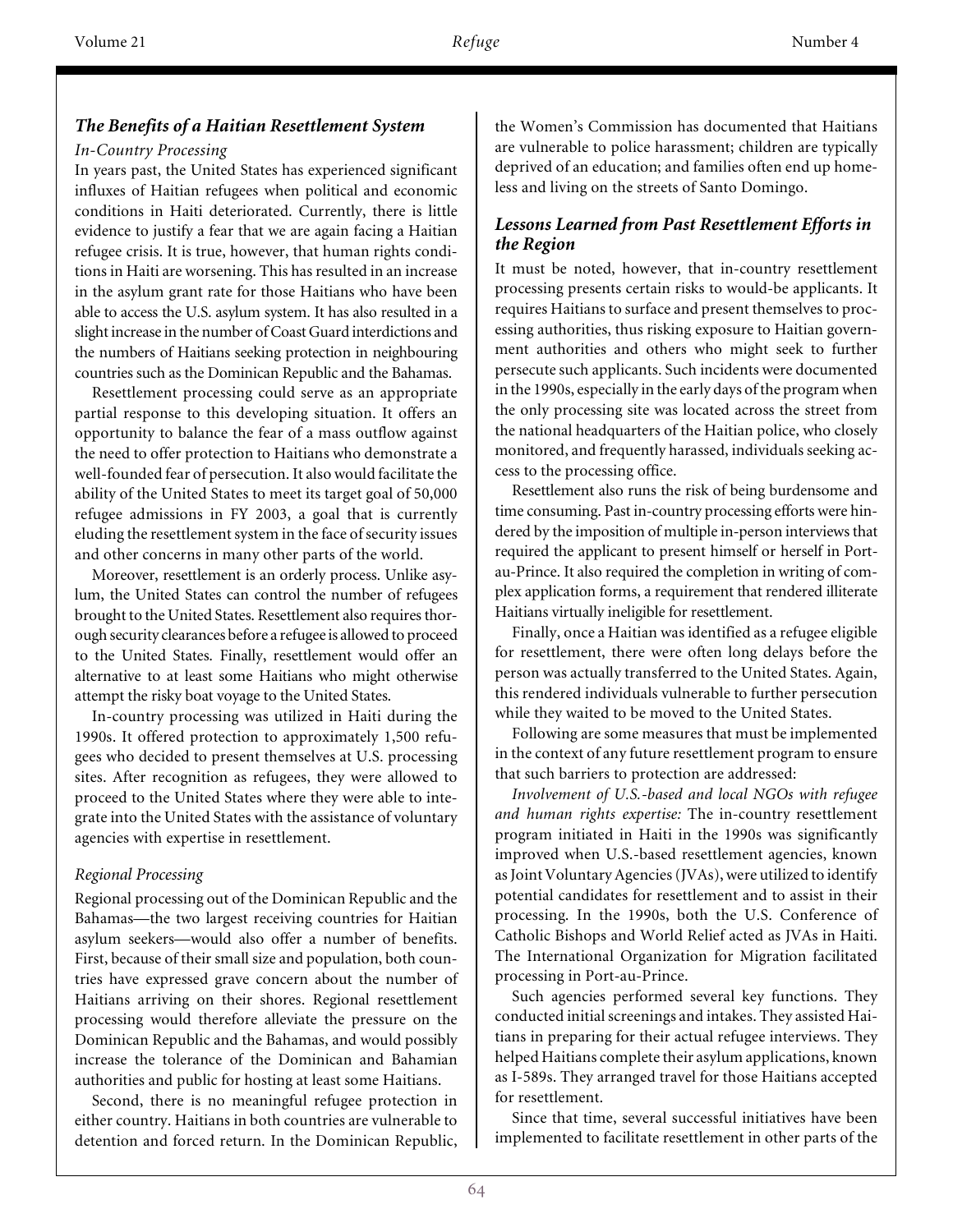## *The Benefits of a Haitian Resettlement System*

### *In-Country Processing*

In years past, the United States has experienced significant influxes of Haitian refugees when political and economic conditions in Haiti deteriorated. Currently, there is little evidence to justify a fear that we are again facing a Haitian refugee crisis. It is true, however, that human rights conditions in Haiti are worsening. This has resulted in an increase in the asylum grant rate for those Haitians who have been able to access the U.S. asylum system. It has also resulted in a slight increase in the number of Coast Guard interdictions and the numbers of Haitians seeking protection in neighbouring countries such as the Dominican Republic and the Bahamas.

Resettlement processing could serve as an appropriate partial response to this developing situation. It offers an opportunity to balance the fear of a mass outflow against the need to offer protection to Haitians who demonstrate a well-founded fear of persecution. It also would facilitate the ability of the United States to meet its target goal of 50,000 refugee admissions in FY 2003, a goal that is currently eluding the resettlement system in the face of security issues and other concerns in many other parts of the world.

Moreover, resettlement is an orderly process. Unlike asylum, the United States can control the number of refugees brought to the United States. Resettlement also requires thorough security clearances before a refugee is allowed to proceed to the United States. Finally, resettlement would offer an alternative to at least some Haitians who might otherwise attempt the risky boat voyage to the United States.

In-country processing was utilized in Haiti during the 1990s. It offered protection to approximately 1,500 refugees who decided to present themselves at U.S. processing sites. After recognition as refugees, they were allowed to proceed to the United States where they were able to integrate into the United States with the assistance of voluntary agencies with expertise in resettlement.

### *Regional Processing*

Regional processing out of the Dominican Republic and the Bahamas—the two largest receiving countries for Haitian asylum seekers—would also offer a number of benefits. First, because of their small size and population, both countries have expressed grave concern about the number of Haitians arriving on their shores. Regional resettlement processing would therefore alleviate the pressure on the Dominican Republic and the Bahamas, and would possibly increase the tolerance of the Dominican and Bahamian authorities and public for hosting at least some Haitians.

Second, there is no meaningful refugee protection in either country. Haitians in both countries are vulnerable to detention and forced return. In the Dominican Republic, the Women's Commission has documented that Haitians are vulnerable to police harassment; children are typically deprived of an education; and families often end up homeless and living on the streets of Santo Domingo.

## *Lessons Learned from Past Resettlement Efforts in the Region*

It must be noted, however, that in-country resettlement processing presents certain risks to would-be applicants. It requires Haitians to surface and present themselves to processing authorities, thus risking exposure to Haitian government authorities and others who might seek to further persecute such applicants. Such incidents were documented in the 1990s, especially in the early days of the program when the only processing site was located across the street from the national headquarters of the Haitian police, who closely monitored, and frequently harassed, individuals seeking access to the processing office.

Resettlement also runs the risk of being burdensome and time consuming. Past in-country processing efforts were hindered by the imposition of multiple in-person interviews that required the applicant to present himself or herself in Port-au-Prince. It also required the completion in writing of complex application forms, a requirement that rendered illiterate Haitians virtually ineligible for resettlement.

Finally, once a Haitian was identified as a refugee eligible for resettlement, there were often long delays before the person was actually transferred to the United States. Again, this rendered individuals vulnerable to further persecution while they waited to be moved to the United States.

Following are some measures that must be implemented in the context of any future resettlement program to ensure that such barriers to protection are addressed:

*Involvement of U.S.-based and local NGOs with refugee and human rights expertise:* The in-country resettlement program initiated in Haiti in the 1990s was significantly improved when U.S.-based resettlement agencies, known as Joint Voluntary Agencies (JVAs), were utilized to identify potential candidates for resettlement and to assist in their processing. In the 1990s, both the U.S. Conference of Catholic Bishops and World Relief acted as JVAs in Haiti. The International Organization for Migration facilitated processing in Port-au-Prince.

Such agencies performed several key functions. They conducted initial screenings and intakes. They assisted Haitians in preparing for their actual refugee interviews. They helped Haitians complete their asylum applications, known as I-589s. They arranged travel for those Haitians accepted for resettlement.

Since that time, several successful initiatives have been implemented to facilitate resettlement in other parts of the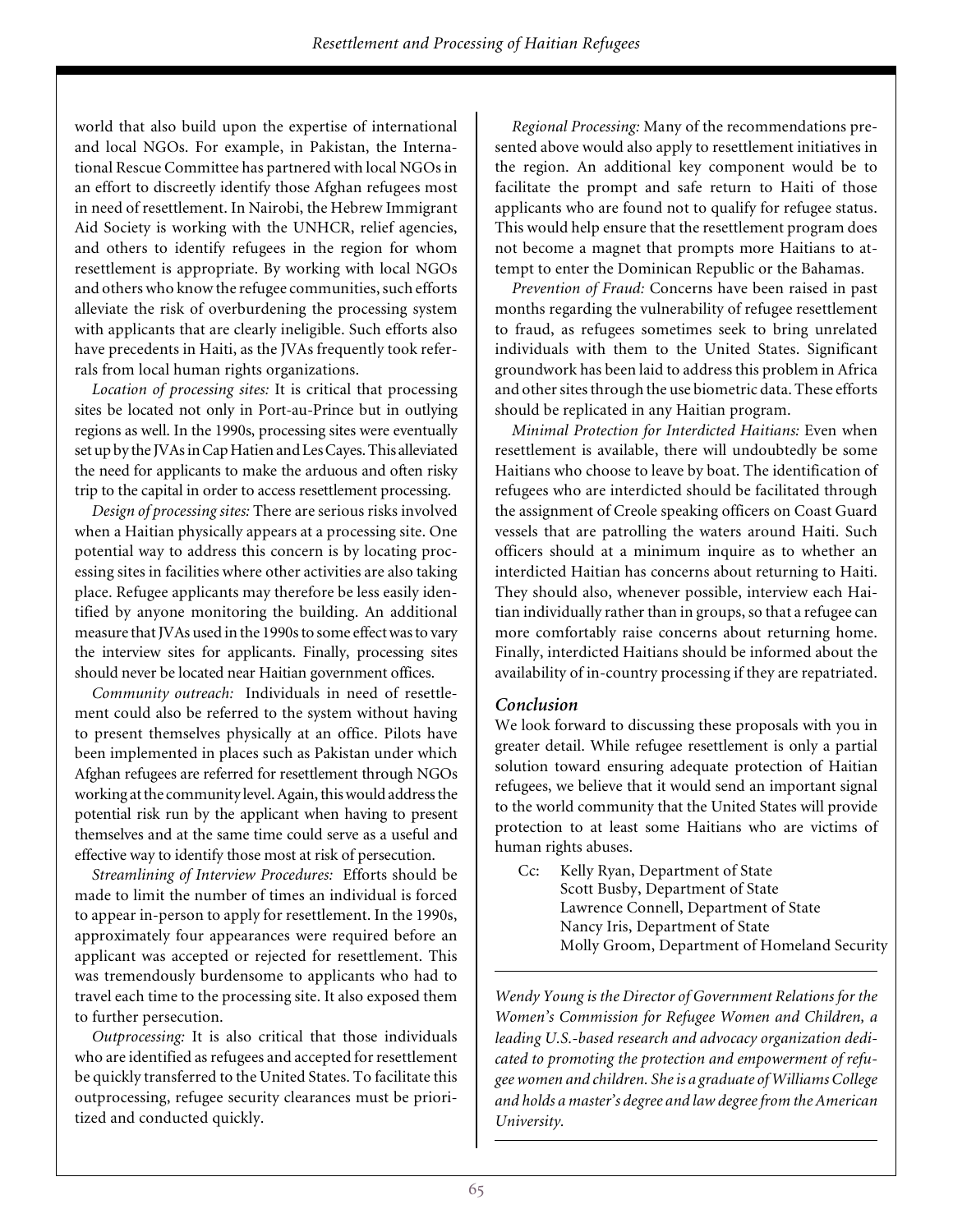world that also build upon the expertise of international and local NGOs. For example, in Pakistan, the International Rescue Committee has partnered with local NGOs in an effort to discreetly identify those Afghan refugees most in need of resettlement. In Nairobi, the Hebrew Immigrant Aid Society is working with the UNHCR, relief agencies, and others to identify refugees in the region for whom resettlement is appropriate. By working with local NGOs and others who know the refugee communities, such efforts alleviate the risk of overburdening the processing system with applicants that are clearly ineligible. Such efforts also have precedents in Haiti, as the JVAs frequently took referrals from local human rights organizations.

*Location of processing sites:* It is critical that processing sites be located not only in Port-au-Prince but in outlying regions as well. In the 1990s, processing sites were eventually set up by the JVAs in Cap Hatien and Les Cayes. This alleviated the need for applicants to make the arduous and often risky trip to the capital in order to access resettlement processing.

*Design of processing sites:* There are serious risks involved when a Haitian physically appears at a processing site. One potential way to address this concern is by locating processing sites in facilities where other activities are also taking place. Refugee applicants may therefore be less easily identified by anyone monitoring the building. An additional measure that JVAs used in the 1990s to some effect was to vary the interview sites for applicants. Finally, processing sites should never be located near Haitian government offices.

*Community outreach:* Individuals in need of resettlement could also be referred to the system without having to present themselves physically at an office. Pilots have been implemented in places such as Pakistan under which Afghan refugees are referred for resettlement through NGOs working at the community level. Again, this would address the potential risk run by the applicant when having to present themselves and at the same time could serve as a useful and effective way to identify those most at risk of persecution.

*Streamlining of Interview Procedures:* Efforts should be made to limit the number of times an individual is forced to appear in-person to apply for resettlement. In the 1990s, approximately four appearances were required before an applicant was accepted or rejected for resettlement. This was tremendously burdensome to applicants who had to travel each time to the processing site. It also exposed them to further persecution.

*Outprocessing:* It is also critical that those individuals who are identified as refugees and accepted for resettlement be quickly transferred to the United States. To facilitate this outprocessing, refugee security clearances must be prioritized and conducted quickly.

*Regional Processing:* Many of the recommendations presented above would also apply to resettlement initiatives in the region. An additional key component would be to facilitate the prompt and safe return to Haiti of those applicants who are found not to qualify for refugee status. This would help ensure that the resettlement program does not become a magnet that prompts more Haitians to attempt to enter the Dominican Republic or the Bahamas.

*Prevention of Fraud:* Concerns have been raised in past months regarding the vulnerability of refugee resettlement to fraud, as refugees sometimes seek to bring unrelated individuals with them to the United States. Significant groundwork has been laid to address this problem in Africa and other sites through the use biometric data. These efforts should be replicated in any Haitian program.

*Minimal Protection for Interdicted Haitians:* Even when resettlement is available, there will undoubtedly be some Haitians who choose to leave by boat. The identification of refugees who are interdicted should be facilitated through the assignment of Creole speaking officers on Coast Guard vessels that are patrolling the waters around Haiti. Such officers should at a minimum inquire as to whether an interdicted Haitian has concerns about returning to Haiti. They should also, whenever possible, interview each Haitian individually rather than in groups, so that a refugee can more comfortably raise concerns about returning home. Finally, interdicted Haitians should be informed about the availability of in-country processing if they are repatriated.

### Conclusion

We look forward to discussing these proposals with you in greater detail. While refugee resettlement is only a partial solution toward ensuring adequate protection of Haitian refugees, we believe that it would send an important signal to the world community that the United States will provide protection to at least some Haitians who are victims of human rights abuses.

Cc: Kelly Ryan, Department of State
Scott Busby, Department of State
Lawrence Connell, Department of State
Nancy Iris, Department of State
Molly Groom, Department of Homeland Security

---

*Wendy Young is the Director of Government Relations for the Women's Commission for Refugee Women and Children, a leading U.S.-based research and advocacy organization dedicated to promoting the protection and empowerment of refugee women and children. She is a graduate of Williams College and holds a master's degree and law degree from the American University.*